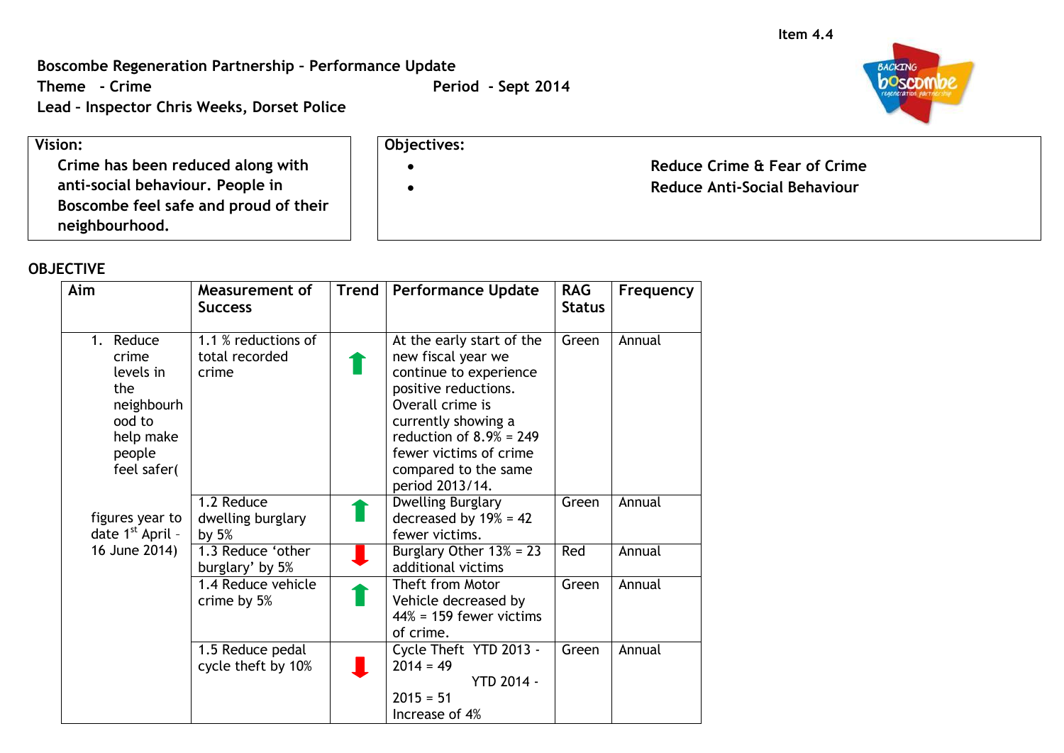Item 4.4

**Boscombe Regeneration Partnership – Performance Update**
**Theme - Crime** **Period - Sept 2014**
**Lead – Inspector Chris Weeks, Dorset Police**

| Vision: | Objectives: |
|---|---|
| **Crime has been reduced along with anti-social behaviour. People in Boscombe feel safe and proud of their neighbourhood.** | • **Reduce Crime & Fear of Crime**<br>• **Reduce Anti-Social Behaviour** |

**OBJECTIVE**

| Aim | Measurement of Success | Trend | Performance Update | RAG Status | Frequency |
|---|---|---|---|---|---|
| 1. Reduce crime levels in the neighbourhood to help make people feel safer( | 1.1 % reductions of total recorded crime | ⬆ | At the early start of the new fiscal year we continue to experience positive reductions. Overall crime is currently showing a reduction of 8.9% = 249 fewer victims of crime compared to the same period 2013/14. | Green | Annual |
| figures year to date 1st April – 16 June 2014) | 1.2 Reduce dwelling burglary by 5% | ⬆ | Dwelling Burglary decreased by 19% = 42 fewer victims. | Green | Annual |
| | 1.3 Reduce 'other burglary' by 5% | ⬇ | Burglary Other 13% = 23 additional victims | Red | Annual |
| | 1.4 Reduce vehicle crime by 5% | ⬆ | Theft from Motor Vehicle decreased by 44% = 159 fewer victims of crime. | Green | Annual |
| | 1.5 Reduce pedal cycle theft by 10% | ⬇ | Cycle Theft YTD 2013 - 2014 = 49<br>YTD 2014 - 2015 = 51<br>Increase of 4% | Green | Annual |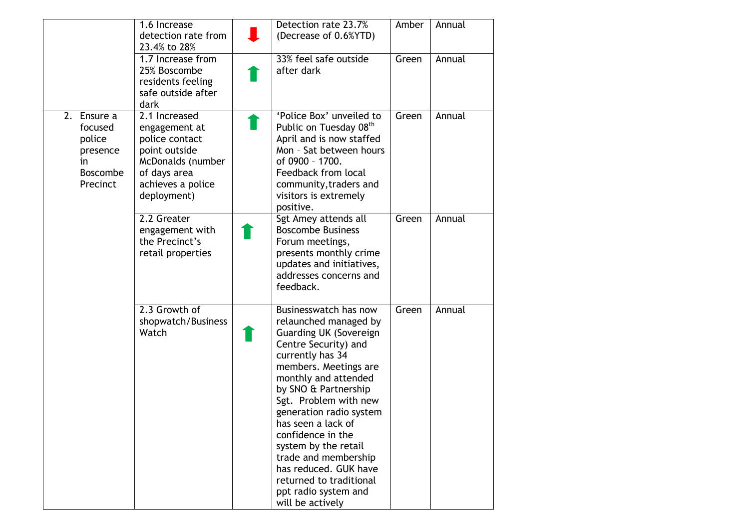| | | | | | |
|---|---|---|---|---|---|
| | 1.6 Increase detection rate from 23.4% to 28% | ⬇ | Detection rate 23.7% (Decrease of 0.6%YTD) | Amber | Annual |
| | 1.7 Increase from 25% Boscombe residents feeling safe outside after dark | ⬆ | 33% feel safe outside after dark | Green | Annual |
| 2. Ensure a focused police presence in Boscombe Precinct | 2.1 Increased engagement at police contact point outside McDonalds (number of days area achieves a police deployment) | ⬆ | 'Police Box' unveiled to Public on Tuesday 08th April and is now staffed Mon – Sat between hours of 0900 – 1700. Feedback from local community,traders and visitors is extremely positive. | Green | Annual |
| | 2.2 Greater engagement with the Precinct's retail properties | ⬆ | Sgt Amey attends all Boscombe Business Forum meetings, presents monthly crime updates and initiatives, addresses concerns and feedback. | Green | Annual |
| | 2.3 Growth of shopwatch/Business Watch | ⬆ | Businesswatch has now relaunched managed by Guarding UK (Sovereign Centre Security) and currently has 34 members. Meetings are monthly and attended by SNO & Partnership Sgt. Problem with new generation radio system has seen a lack of confidence in the system by the retail trade and membership has reduced. GUK have returned to traditional ppt radio system and will be actively | Green | Annual |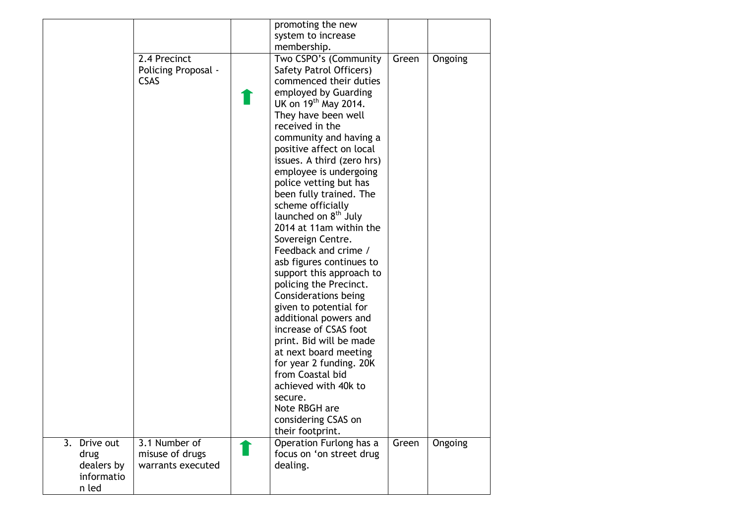| | | | | | |
|---|---|---|---|---|---|
| | | | promoting the new system to increase membership. | | |
| | 2.4 Precinct Policing Proposal - CSAS | ⬆ | Two CSPO's (Community Safety Patrol Officers) commenced their duties employed by Guarding UK on 19th May 2014. They have been well received in the community and having a positive affect on local issues. A third (zero hrs) employee is undergoing police vetting but has been fully trained. The scheme officially launched on 8th July 2014 at 11am within the Sovereign Centre. Feedback and crime / asb figures continues to support this approach to policing the Precinct. Considerations being given to potential for additional powers and increase of CSAS foot print. Bid will be made at next board meeting for year 2 funding. 20K from Coastal bid achieved with 40k to secure. Note RBGH are considering CSAS on their footprint. | Green | Ongoing |
| 3. Drive out drug dealers by information led | 3.1 Number of misuse of drugs warrants executed | ⬆ | Operation Furlong has a focus on 'on street drug dealing. | Green | Ongoing |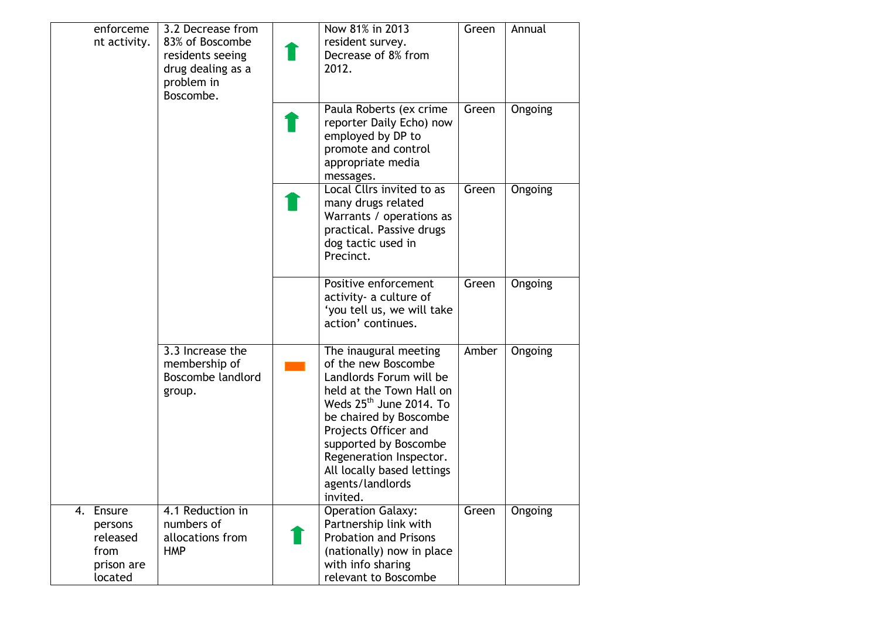| | | | | | |
|---|---|---|---|---|---|
| enforcement activity. | 3.2 Decrease from 83% of Boscombe residents seeing drug dealing as a problem in Boscombe. | ⬆ | Now 81% in 2013 resident survey. Decrease of 8% from 2012. | Green | Annual |
| | | ⬆ | Paula Roberts (ex crime reporter Daily Echo) now employed by DP to promote and control appropriate media messages. | Green | Ongoing |
| | | ⬆ | Local Cllrs invited to as many drugs related Warrants / operations as practical. Passive drugs dog tactic used in Precinct. | Green | Ongoing |
| | | | Positive enforcement activity- a culture of 'you tell us, we will take action' continues. | Green | Ongoing |
| | 3.3 Increase the membership of Boscombe landlord group. | ▬ | The inaugural meeting of the new Boscombe Landlords Forum will be held at the Town Hall on Weds 25th June 2014. To be chaired by Boscombe Projects Officer and supported by Boscombe Regeneration Inspector. All locally based lettings agents/landlords invited. | Amber | Ongoing |
| 4. Ensure persons released from prison are located | 4.1 Reduction in numbers of allocations from HMP | ⬆ | Operation Galaxy: Partnership link with Probation and Prisons (nationally) now in place with info sharing relevant to Boscombe | Green | Ongoing |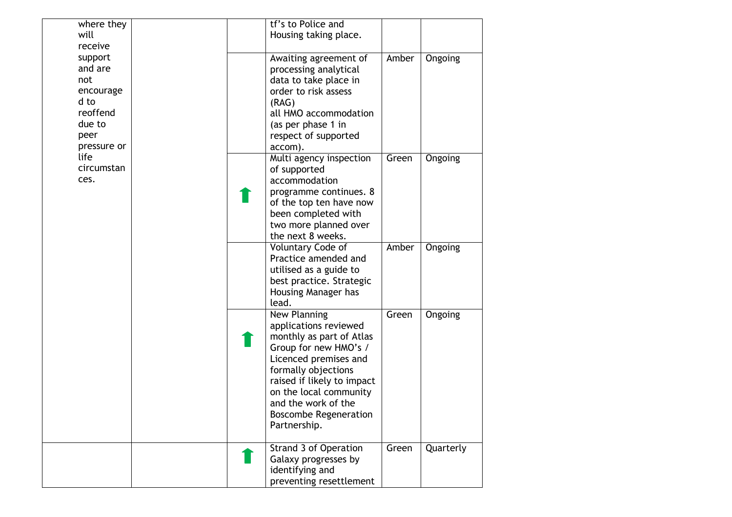| | | | | | |
|---|---|---|---|---|---|
| where they will receive support and are not encouraged to reoffend due to peer pressure or life circumstances. | | | tf's to Police and Housing taking place. | | |
| | | | Awaiting agreement of processing analytical data to take place in order to risk assess (RAG) all HMO accommodation (as per phase 1 in respect of supported accom). | Amber | Ongoing |
| | | ⬆ | Multi agency inspection of supported accommodation programme continues. 8 of the top ten have now been completed with two more planned over the next 8 weeks. | Green | Ongoing |
| | | | Voluntary Code of Practice amended and utilised as a guide to best practice. Strategic Housing Manager has lead. | Amber | Ongoing |
| | | ⬆ | New Planning applications reviewed monthly as part of Atlas Group for new HMO's / Licenced premises and formally objections raised if likely to impact on the local community and the work of the Boscombe Regeneration Partnership. | Green | Ongoing |
| | | ⬆ | Strand 3 of Operation Galaxy progresses by identifying and preventing resettlement | Green | Quarterly |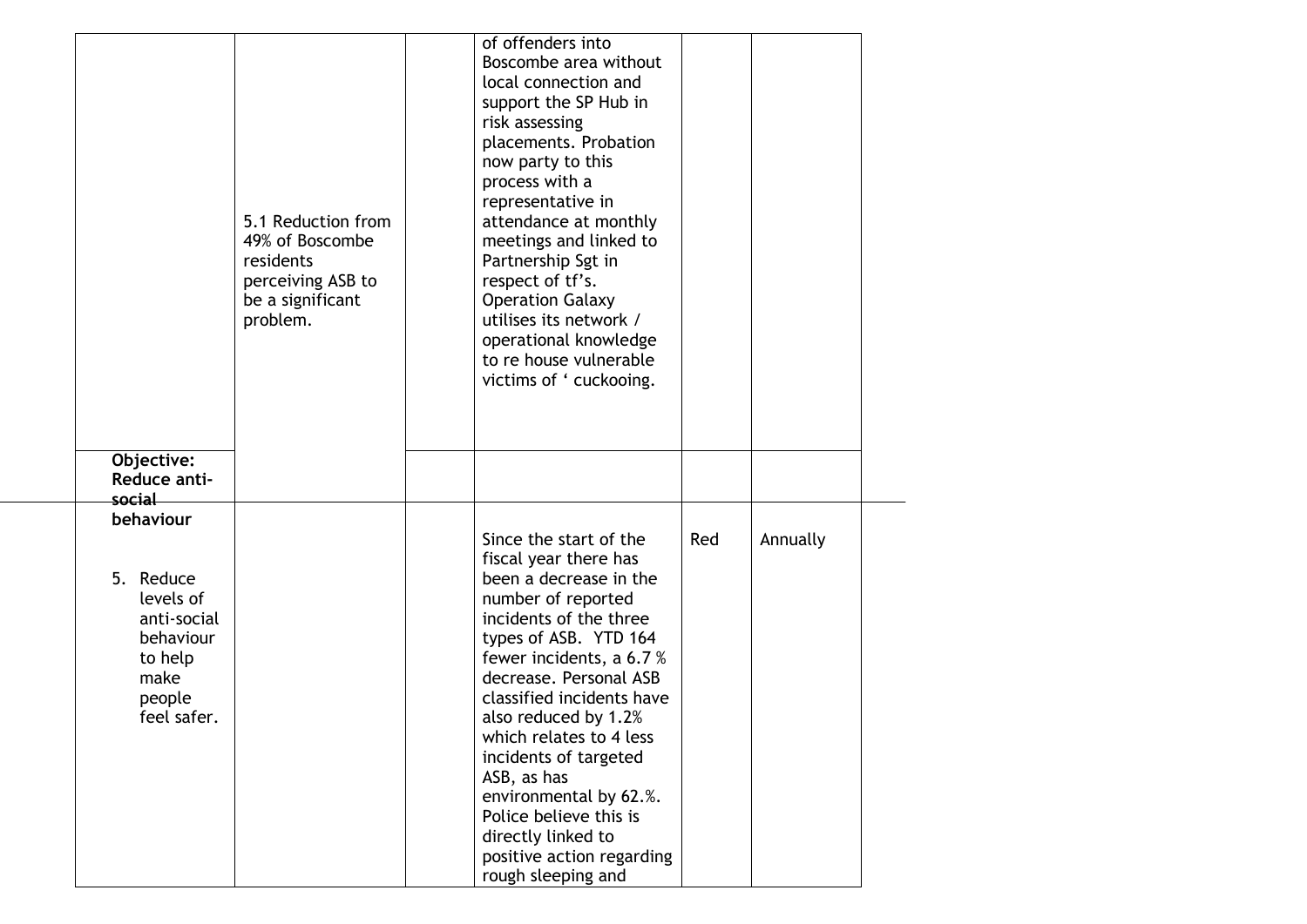| | | | | | |
|---|---|---|---|---|---|
| | 5.1 Reduction from 49% of Boscombe residents perceiving ASB to be a significant problem. | | of offenders into Boscombe area without local connection and support the SP Hub in risk assessing placements. Probation now party to this process with a representative in attendance at monthly meetings and linked to Partnership Sgt in respect of tf's. Operation Galaxy utilises its network / operational knowledge to re house vulnerable victims of ' cuckooing. | | |
| **Objective: Reduce anti-social behaviour** | | | | | |
| 5. Reduce levels of anti-social behaviour to help make people feel safer. | | | Since the start of the fiscal year there has been a decrease in the number of reported incidents of the three types of ASB. YTD 164 fewer incidents, a 6.7 % decrease. Personal ASB classified incidents have also reduced by 1.2% which relates to 4 less incidents of targeted ASB, as has environmental by 62.%. Police believe this is directly linked to positive action regarding rough sleeping and | Red | Annually |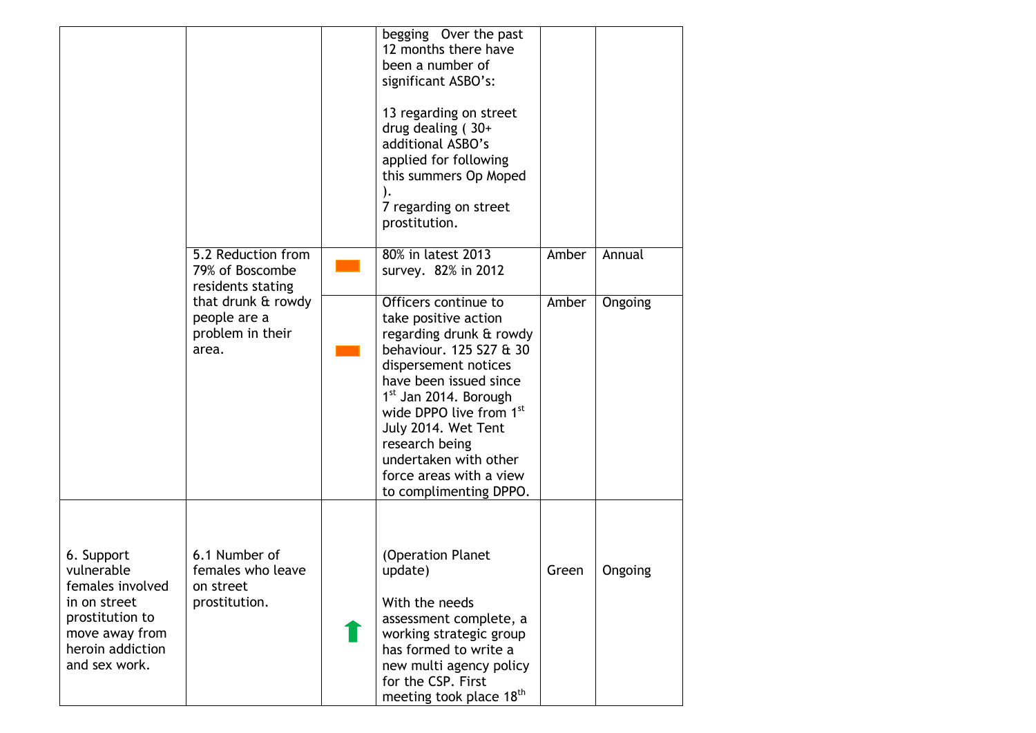| | | | | | |
|---|---|---|---|---|---|
| | | | begging Over the past 12 months there have been a number of significant ASBO's:<br><br>13 regarding on street drug dealing ( 30+ additional ASBO's applied for following this summers Op Moped ).<br>7 regarding on street prostitution. | | |
| | 5.2 Reduction from 79% of Boscombe residents stating that drunk & rowdy people are a problem in their area. | ▬ | 80% in latest 2013 survey. 82% in 2012 | Amber | Annual |
| | | ▬ | Officers continue to take positive action regarding drunk & rowdy behaviour. 125 S27 & 30 dispersement notices have been issued since 1st Jan 2014. Borough wide DPPO live from 1st July 2014. Wet Tent research being undertaken with other force areas with a view to complimenting DPPO. | Amber | Ongoing |
| 6. Support vulnerable females involved in on street prostitution to move away from heroin addiction and sex work. | 6.1 Number of females who leave on street prostitution. | ⬆ | (Operation Planet update)<br><br>With the needs assessment complete, a working strategic group has formed to write a new multi agency policy for the CSP. First meeting took place 18th | Green | Ongoing |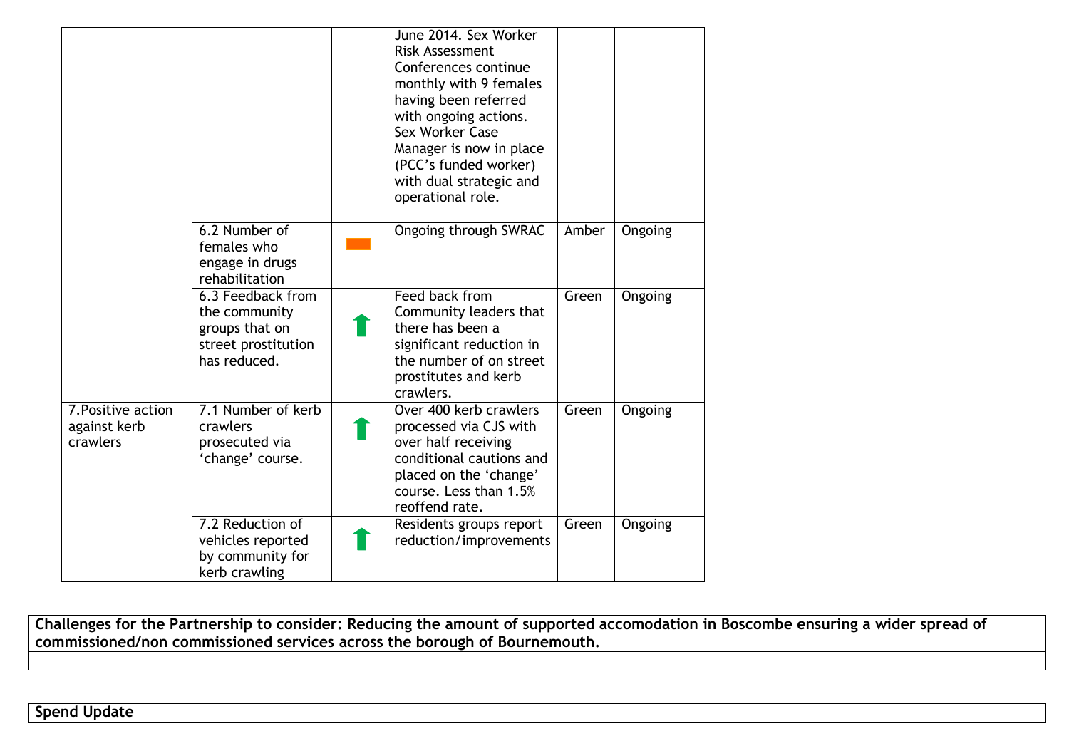| | | | | | |
|---|---|---|---|---|---|
| | | | June 2014. Sex Worker Risk Assessment Conferences continue monthly with 9 females having been referred with ongoing actions. Sex Worker Case Manager is now in place (PCC's funded worker) with dual strategic and operational role. | | |
| | 6.2 Number of females who engage in drugs rehabilitation | ▬ | Ongoing through SWRAC | Amber | Ongoing |
| | 6.3 Feedback from the community groups that on street prostitution has reduced. | ⬆ | Feed back from Community leaders that there has been a significant reduction in the number of on street prostitutes and kerb crawlers. | Green | Ongoing |
| 7.Positive action against kerb crawlers | 7.1 Number of kerb crawlers prosecuted via 'change' course. | ⬆ | Over 400 kerb crawlers processed via CJS with over half receiving conditional cautions and placed on the 'change' course. Less than 1.5% reoffend rate. | Green | Ongoing |
| | 7.2 Reduction of vehicles reported by community for kerb crawling | ⬆ | Residents groups report reduction/improvements | Green | Ongoing |

**Challenges for the Partnership to consider: Reducing the amount of supported accomodation in Boscombe ensuring a wider spread of commissioned/non commissioned services across the borough of Bournemouth.**

**Spend Update**